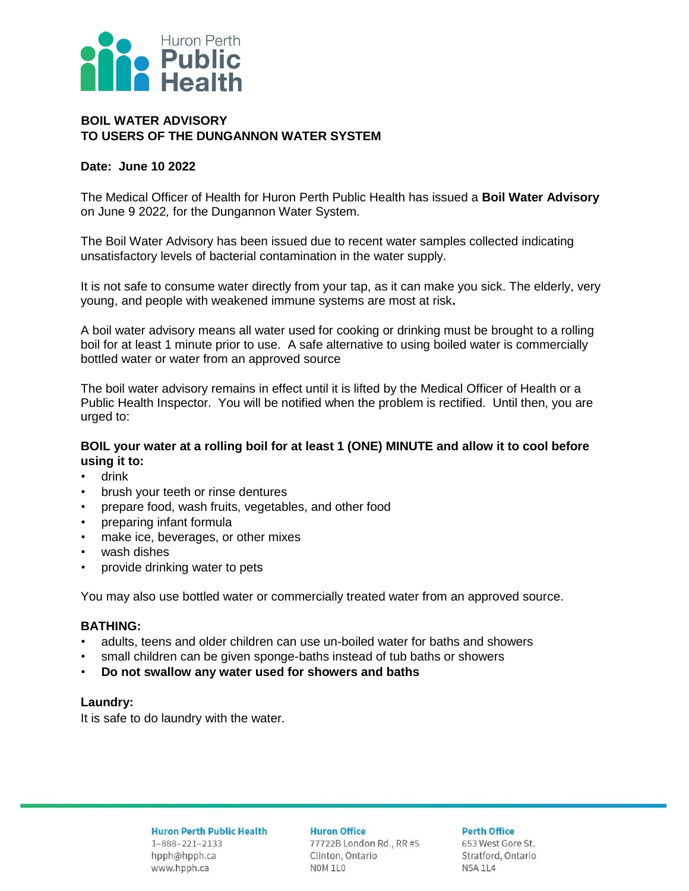Huron Perth **Public Health**

**BOIL WATER ADVISORY**
**TO USERS OF THE DUNGANNON WATER SYSTEM**

**Date: June 10 2022**

The Medical Officer of Health for Huron Perth Public Health has issued a **Boil Water Advisory** on June 9 2022*,* for the Dungannon Water System.

The Boil Water Advisory has been issued due to recent water samples collected indicating unsatisfactory levels of bacterial contamination in the water supply.

It is not safe to consume water directly from your tap, as it can make you sick. The elderly, very young, and people with weakened immune systems are most at risk**.**

A boil water advisory means all water used for cooking or drinking must be brought to a rolling boil for at least 1 minute prior to use. A safe alternative to using boiled water is commercially bottled water or water from an approved source

The boil water advisory remains in effect until it is lifted by the Medical Officer of Health or a Public Health Inspector. You will be notified when the problem is rectified. Until then, you are urged to:

**BOIL your water at a rolling boil for at least 1 (ONE) MINUTE and allow it to cool before using it to:**

- drink
- brush your teeth or rinse dentures
- prepare food, wash fruits, vegetables, and other food
- preparing infant formula
- make ice, beverages, or other mixes
- wash dishes
- provide drinking water to pets

You may also use bottled water or commercially treated water from an approved source.

**BATHING:**

- adults, teens and older children can use un-boiled water for baths and showers
- small children can be given sponge-baths instead of tub baths or showers
- **Do not swallow any water used for showers and baths**

**Laundry:**
It is safe to do laundry with the water.

**Huron Perth Public Health**
1-888-221-2133
hpph@hpph.ca
www.hpph.ca

**Huron Office**
77722B London Rd., RR #5
Clinton, Ontario
N0M 1L0

**Perth Office**
653 West Gore St.
Stratford, Ontario
N5A 1L4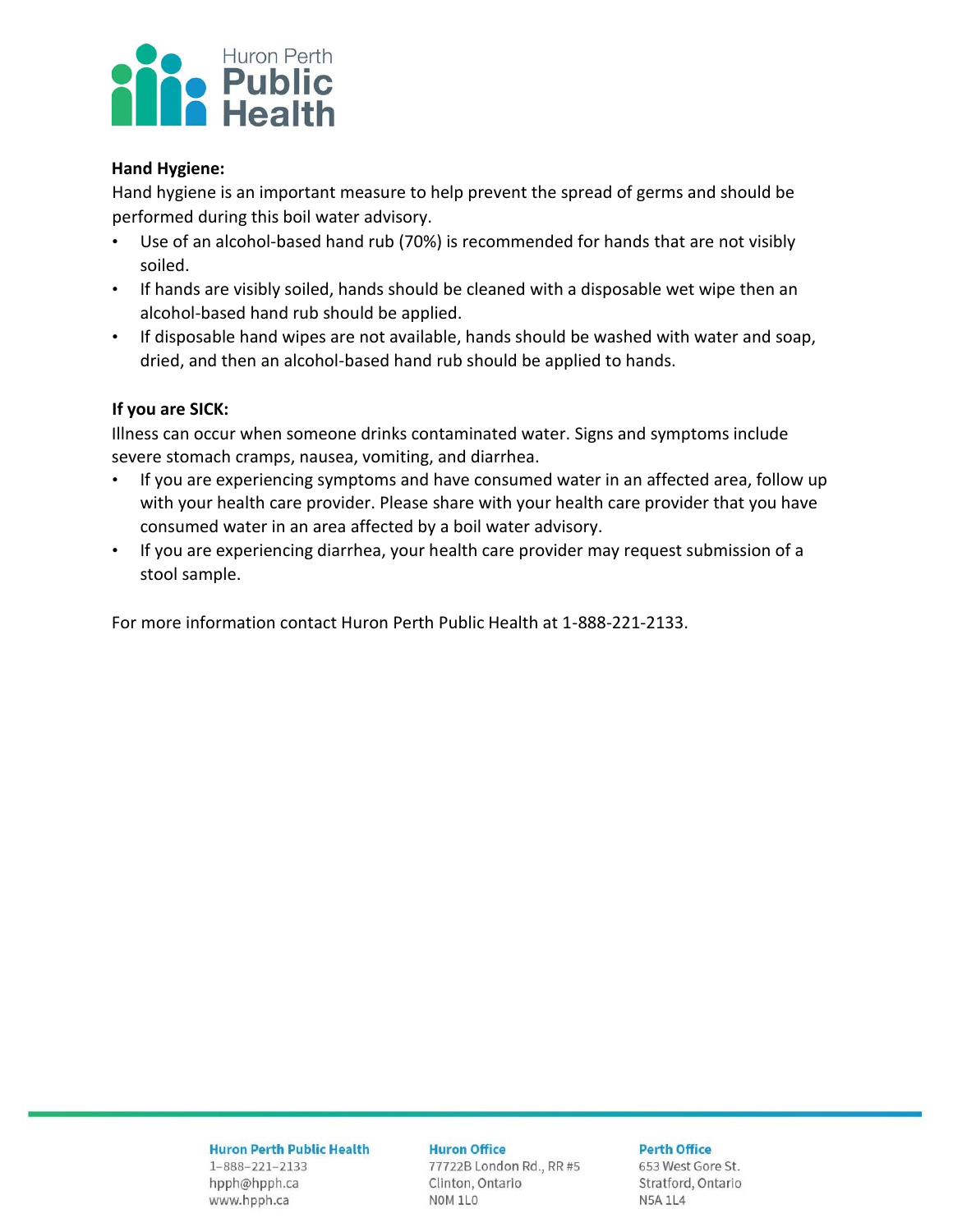**Hand Hygiene:**

Hand hygiene is an important measure to help prevent the spread of germs and should be performed during this boil water advisory.

- Use of an alcohol-based hand rub (70%) is recommended for hands that are not visibly soiled.
- If hands are visibly soiled, hands should be cleaned with a disposable wet wipe then an alcohol-based hand rub should be applied.
- If disposable hand wipes are not available, hands should be washed with water and soap, dried, and then an alcohol-based hand rub should be applied to hands.

**If you are SICK:**

Illness can occur when someone drinks contaminated water. Signs and symptoms include severe stomach cramps, nausea, vomiting, and diarrhea.

- If you are experiencing symptoms and have consumed water in an affected area, follow up with your health care provider. Please share with your health care provider that you have consumed water in an area affected by a boil water advisory.
- If you are experiencing diarrhea, your health care provider may request submission of a stool sample.

For more information contact Huron Perth Public Health at 1-888-221-2133.